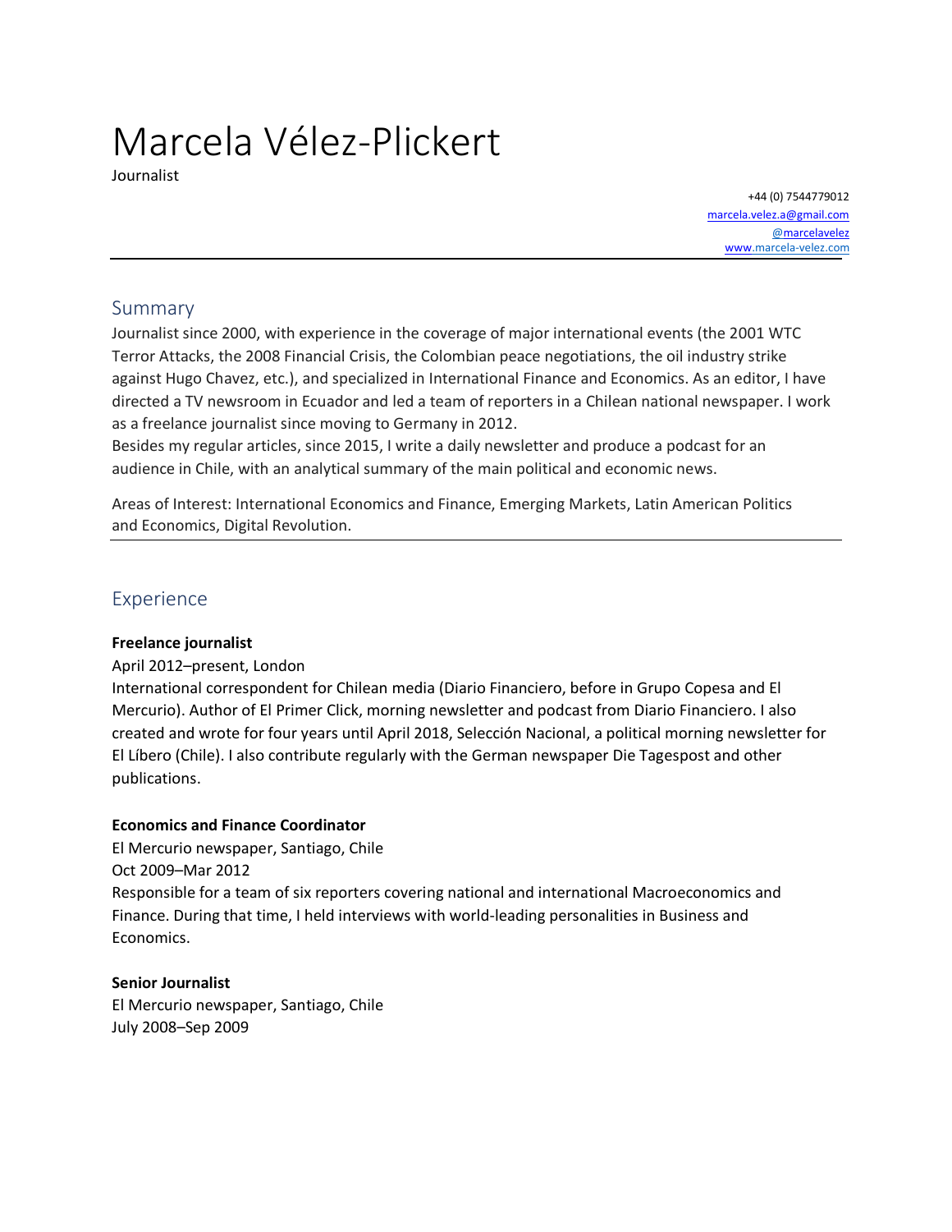# Marcela Vélez-Plickert

Journalist

+44 (0) 7544779012
marcela.velez.a@gmail.com
@marcelavelez
www.marcela-velez.com

## Summary

Journalist since 2000, with experience in the coverage of major international events (the 2001 WTC Terror Attacks, the 2008 Financial Crisis, the Colombian peace negotiations, the oil industry strike against Hugo Chavez, etc.), and specialized in International Finance and Economics. As an editor, I have directed a TV newsroom in Ecuador and led a team of reporters in a Chilean national newspaper. I work as a freelance journalist since moving to Germany in 2012.
Besides my regular articles, since 2015, I write a daily newsletter and produce a podcast for an audience in Chile, with an analytical summary of the main political and economic news.

Areas of Interest: International Economics and Finance, Emerging Markets, Latin American Politics and Economics, Digital Revolution.

## Experience

**Freelance journalist**
April 2012–present, London
International correspondent for Chilean media (Diario Financiero, before in Grupo Copesa and El Mercurio). Author of El Primer Click, morning newsletter and podcast from Diario Financiero. I also created and wrote for four years until April 2018, Selección Nacional, a political morning newsletter for El Líbero (Chile). I also contribute regularly with the German newspaper Die Tagespost and other publications.

**Economics and Finance Coordinator**
El Mercurio newspaper, Santiago, Chile
Oct 2009–Mar 2012
Responsible for a team of six reporters covering national and international Macroeconomics and Finance. During that time, I held interviews with world-leading personalities in Business and Economics.

**Senior Journalist**
El Mercurio newspaper, Santiago, Chile
July 2008–Sep 2009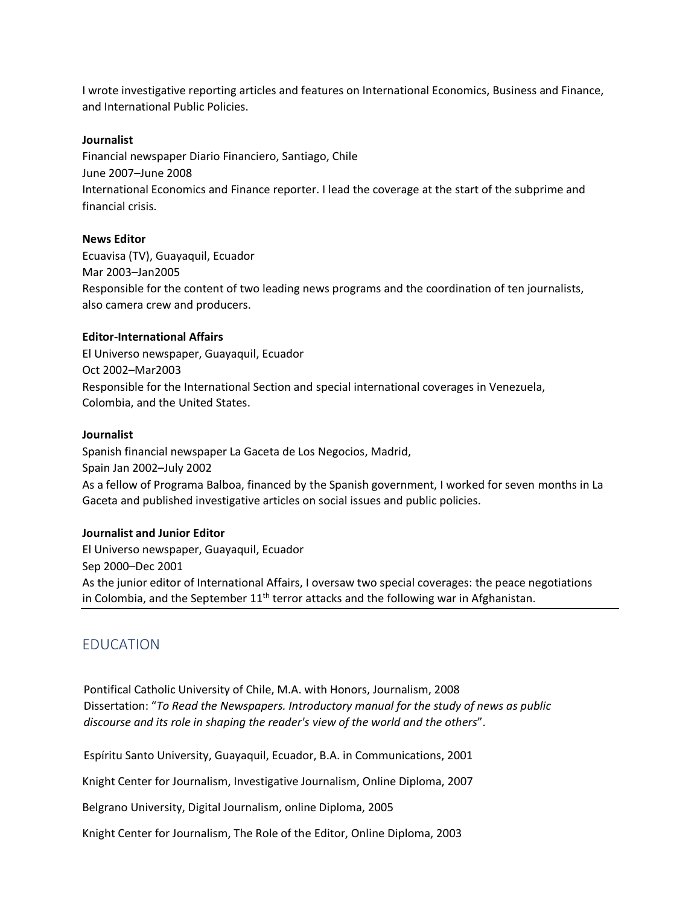I wrote investigative reporting articles and features on International Economics, Business and Finance, and International Public Policies.

**Journalist**
Financial newspaper Diario Financiero, Santiago, Chile
June 2007–June 2008
International Economics and Finance reporter. I lead the coverage at the start of the subprime and financial crisis.

**News Editor**
Ecuavisa (TV), Guayaquil, Ecuador
Mar 2003–Jan2005
Responsible for the content of two leading news programs and the coordination of ten journalists, also camera crew and producers.

**Editor-International Affairs**
El Universo newspaper, Guayaquil, Ecuador
Oct 2002–Mar2003
Responsible for the International Section and special international coverages in Venezuela, Colombia, and the United States.

**Journalist**
Spanish financial newspaper La Gaceta de Los Negocios, Madrid,
Spain Jan 2002–July 2002
As a fellow of Programa Balboa, financed by the Spanish government, I worked for seven months in La Gaceta and published investigative articles on social issues and public policies.

**Journalist and Junior Editor**
El Universo newspaper, Guayaquil, Ecuador
Sep 2000–Dec 2001
As the junior editor of International Affairs, I oversaw two special coverages: the peace negotiations in Colombia, and the September 11th terror attacks and the following war in Afghanistan.

---

## EDUCATION

Pontifical Catholic University of Chile, M.A. with Honors, Journalism, 2008
Dissertation: "*To Read the Newspapers. Introductory manual for the study of news as public discourse and its role in shaping the reader's view of the world and the others*".

Espíritu Santo University, Guayaquil, Ecuador, B.A. in Communications, 2001

Knight Center for Journalism, Investigative Journalism, Online Diploma, 2007

Belgrano University, Digital Journalism, online Diploma, 2005

Knight Center for Journalism, The Role of the Editor, Online Diploma, 2003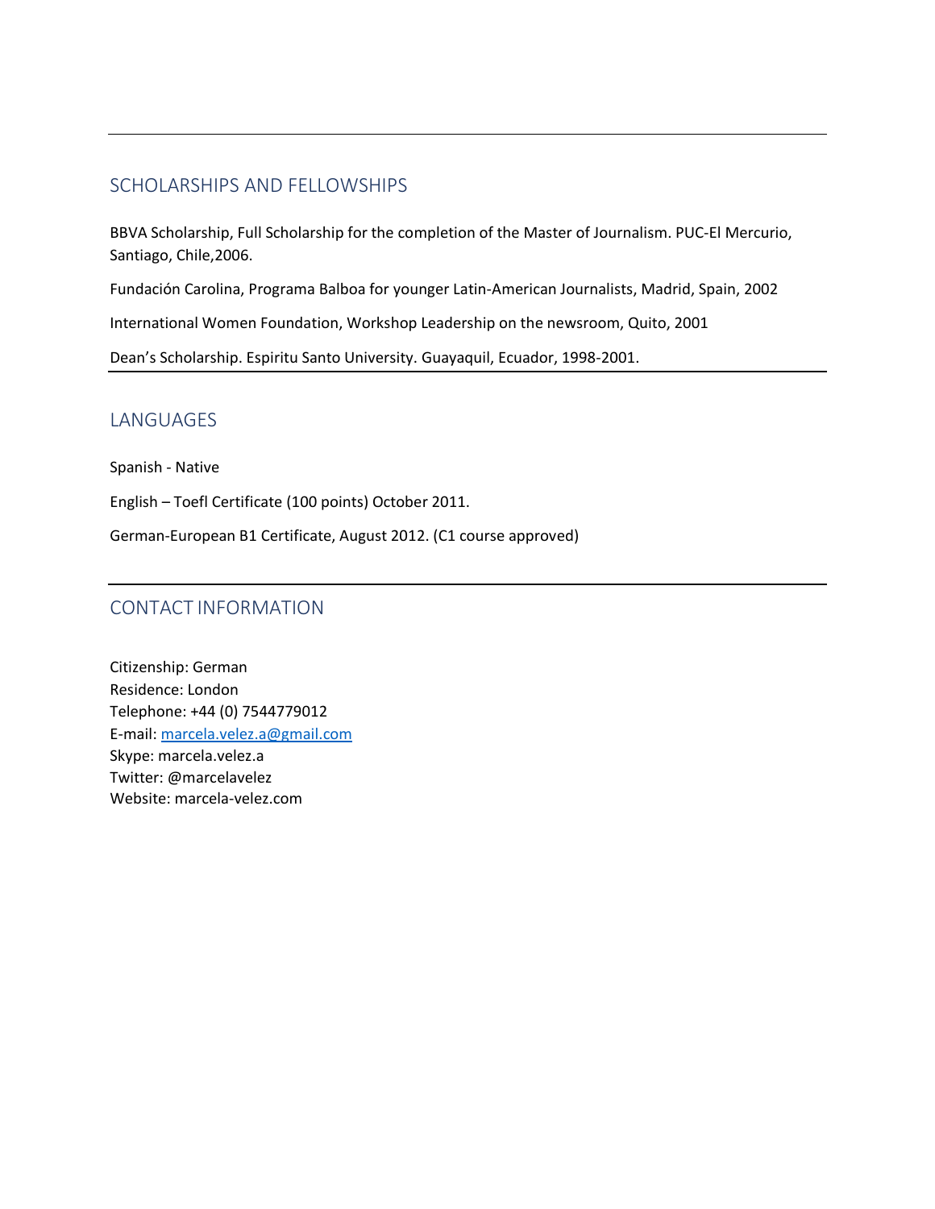## SCHOLARSHIPS AND FELLOWSHIPS

BBVA Scholarship, Full Scholarship for the completion of the Master of Journalism. PUC-El Mercurio, Santiago, Chile,2006.

Fundación Carolina, Programa Balboa for younger Latin-American Journalists, Madrid, Spain, 2002

International Women Foundation, Workshop Leadership on the newsroom, Quito, 2001

Dean's Scholarship. Espiritu Santo University. Guayaquil, Ecuador, 1998-2001.

## LANGUAGES

Spanish - Native

English – Toefl Certificate (100 points) October 2011.

German-European B1 Certificate, August 2012. (C1 course approved)

## CONTACT INFORMATION

Citizenship: German
Residence: London
Telephone: +44 (0) 7544779012
E-mail: marcela.velez.a@gmail.com
Skype: marcela.velez.a
Twitter: @marcelavelez
Website: marcela-velez.com